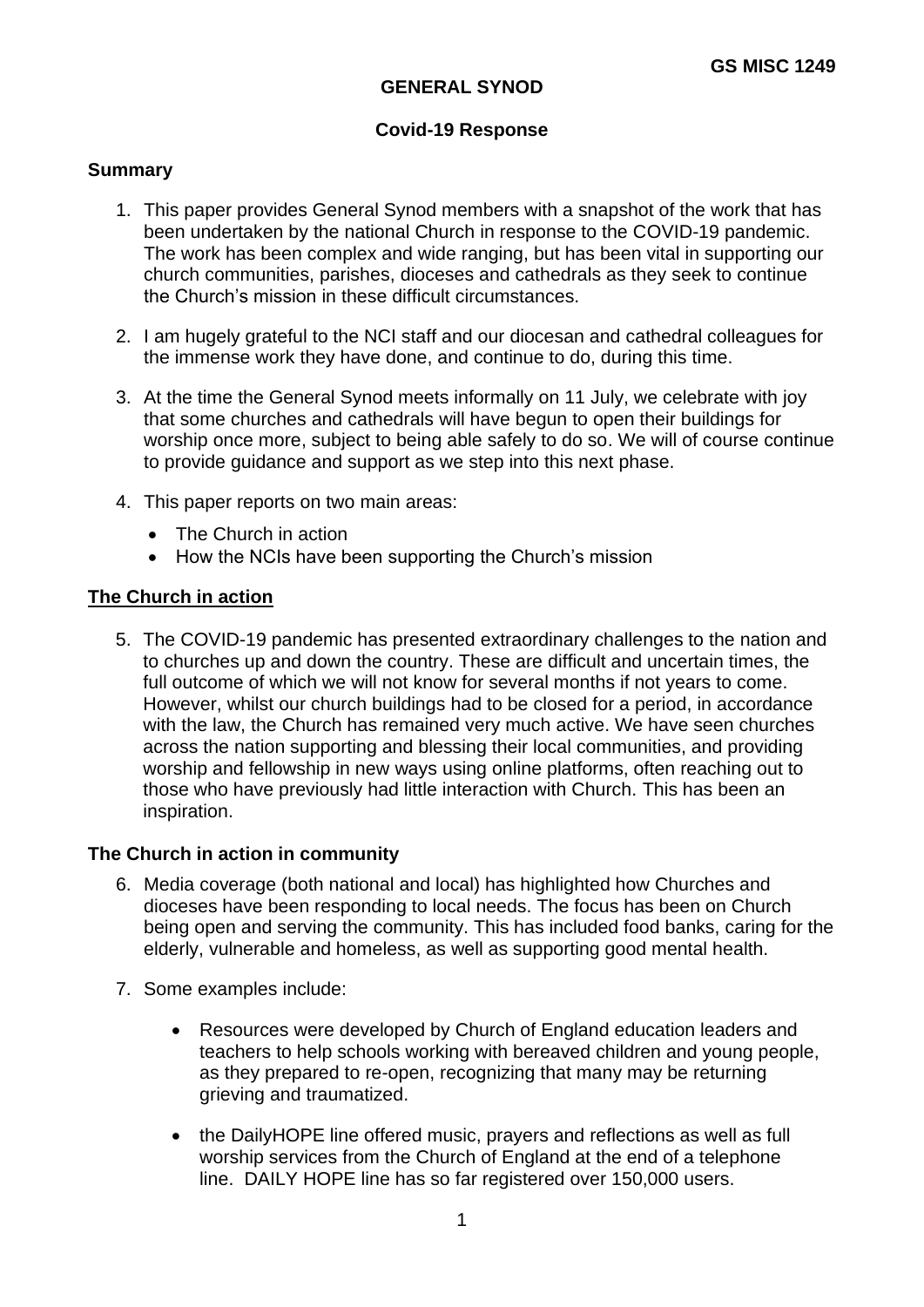GS MISC 1249

# GENERAL SYNOD

## Covid-19 Response

### Summary

1. This paper provides General Synod members with a snapshot of the work that has been undertaken by the national Church in response to the COVID-19 pandemic. The work has been complex and wide ranging, but has been vital in supporting our church communities, parishes, dioceses and cathedrals as they seek to continue the Church's mission in these difficult circumstances.

2. I am hugely grateful to the NCI staff and our diocesan and cathedral colleagues for the immense work they have done, and continue to do, during this time.

3. At the time the General Synod meets informally on 11 July, we celebrate with joy that some churches and cathedrals will have begun to open their buildings for worship once more, subject to being able safely to do so. We will of course continue to provide guidance and support as we step into this next phase.

4. This paper reports on two main areas:
   - The Church in action
   - How the NCIs have been supporting the Church's mission

### The Church in action

5. The COVID-19 pandemic has presented extraordinary challenges to the nation and to churches up and down the country. These are difficult and uncertain times, the full outcome of which we will not know for several months if not years to come. However, whilst our church buildings had to be closed for a period, in accordance with the law, the Church has remained very much active. We have seen churches across the nation supporting and blessing their local communities, and providing worship and fellowship in new ways using online platforms, often reaching out to those who have previously had little interaction with Church. This has been an inspiration.

### The Church in action in community

6. Media coverage (both national and local) has highlighted how Churches and dioceses have been responding to local needs. The focus has been on Church being open and serving the community. This has included food banks, caring for the elderly, vulnerable and homeless, as well as supporting good mental health.

7. Some examples include:

   - Resources were developed by Church of England education leaders and teachers to help schools working with bereaved children and young people, as they prepared to re-open, recognizing that many may be returning grieving and traumatized.

   - the DailyHOPE line offered music, prayers and reflections as well as full worship services from the Church of England at the end of a telephone line. DAILY HOPE line has so far registered over 150,000 users.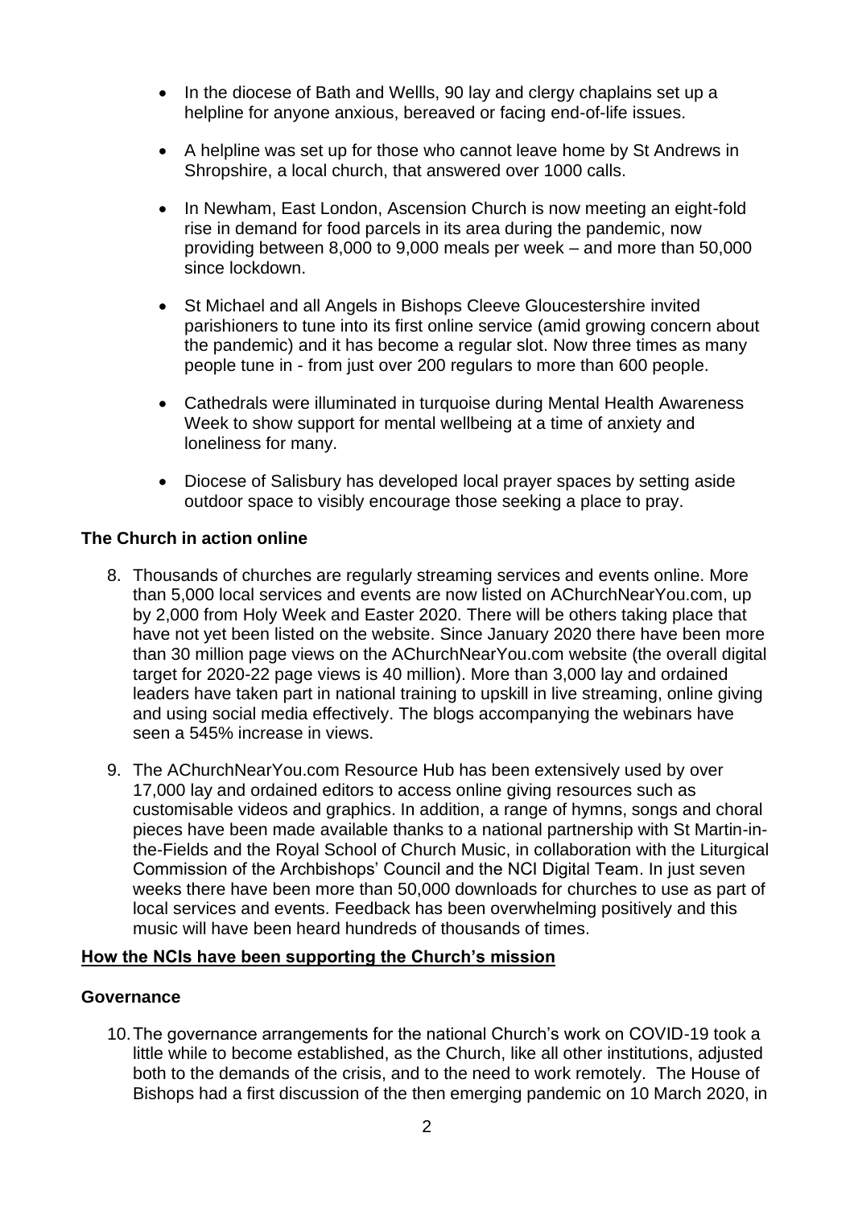- In the diocese of Bath and Wellls, 90 lay and clergy chaplains set up a helpline for anyone anxious, bereaved or facing end-of-life issues.
- A helpline was set up for those who cannot leave home by St Andrews in Shropshire, a local church, that answered over 1000 calls.
- In Newham, East London, Ascension Church is now meeting an eight-fold rise in demand for food parcels in its area during the pandemic, now providing between 8,000 to 9,000 meals per week – and more than 50,000 since lockdown.
- St Michael and all Angels in Bishops Cleeve Gloucestershire invited parishioners to tune into its first online service (amid growing concern about the pandemic) and it has become a regular slot. Now three times as many people tune in - from just over 200 regulars to more than 600 people.
- Cathedrals were illuminated in turquoise during Mental Health Awareness Week to show support for mental wellbeing at a time of anxiety and loneliness for many.
- Diocese of Salisbury has developed local prayer spaces by setting aside outdoor space to visibly encourage those seeking a place to pray.

### The Church in action online

8. Thousands of churches are regularly streaming services and events online. More than 5,000 local services and events are now listed on AChurchNearYou.com, up by 2,000 from Holy Week and Easter 2020. There will be others taking place that have not yet been listed on the website. Since January 2020 there have been more than 30 million page views on the AChurchNearYou.com website (the overall digital target for 2020-22 page views is 40 million). More than 3,000 lay and ordained leaders have taken part in national training to upskill in live streaming, online giving and using social media effectively. The blogs accompanying the webinars have seen a 545% increase in views.

9. The AChurchNearYou.com Resource Hub has been extensively used by over 17,000 lay and ordained editors to access online giving resources such as customisable videos and graphics. In addition, a range of hymns, songs and choral pieces have been made available thanks to a national partnership with St Martin-in-the-Fields and the Royal School of Church Music, in collaboration with the Liturgical Commission of the Archbishops' Council and the NCI Digital Team. In just seven weeks there have been more than 50,000 downloads for churches to use as part of local services and events. Feedback has been overwhelming positively and this music will have been heard hundreds of thousands of times.

## How the NCIs have been supporting the Church's mission

### Governance

10. The governance arrangements for the national Church's work on COVID-19 took a little while to become established, as the Church, like all other institutions, adjusted both to the demands of the crisis, and to the need to work remotely. The House of Bishops had a first discussion of the then emerging pandemic on 10 March 2020, in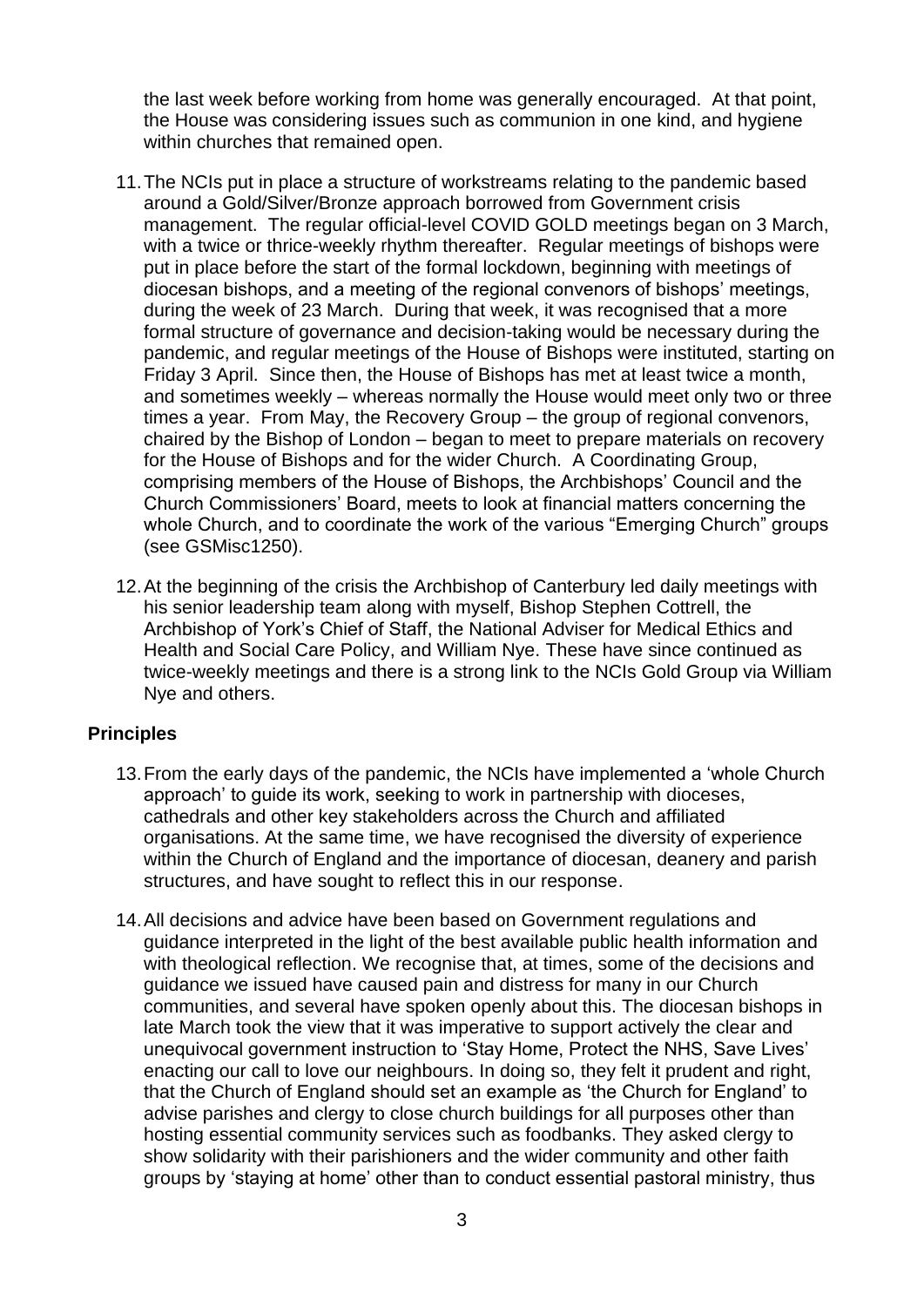the last week before working from home was generally encouraged. At that point, the House was considering issues such as communion in one kind, and hygiene within churches that remained open.

11. The NCIs put in place a structure of workstreams relating to the pandemic based around a Gold/Silver/Bronze approach borrowed from Government crisis management. The regular official-level COVID GOLD meetings began on 3 March, with a twice or thrice-weekly rhythm thereafter. Regular meetings of bishops were put in place before the start of the formal lockdown, beginning with meetings of diocesan bishops, and a meeting of the regional convenors of bishops' meetings, during the week of 23 March. During that week, it was recognised that a more formal structure of governance and decision-taking would be necessary during the pandemic, and regular meetings of the House of Bishops were instituted, starting on Friday 3 April. Since then, the House of Bishops has met at least twice a month, and sometimes weekly – whereas normally the House would meet only two or three times a year. From May, the Recovery Group – the group of regional convenors, chaired by the Bishop of London – began to meet to prepare materials on recovery for the House of Bishops and for the wider Church. A Coordinating Group, comprising members of the House of Bishops, the Archbishops' Council and the Church Commissioners' Board, meets to look at financial matters concerning the whole Church, and to coordinate the work of the various "Emerging Church" groups (see GSMisc1250).

12. At the beginning of the crisis the Archbishop of Canterbury led daily meetings with his senior leadership team along with myself, Bishop Stephen Cottrell, the Archbishop of York's Chief of Staff, the National Adviser for Medical Ethics and Health and Social Care Policy, and William Nye. These have since continued as twice-weekly meetings and there is a strong link to the NCIs Gold Group via William Nye and others.

## Principles

13. From the early days of the pandemic, the NCIs have implemented a 'whole Church approach' to guide its work, seeking to work in partnership with dioceses, cathedrals and other key stakeholders across the Church and affiliated organisations. At the same time, we have recognised the diversity of experience within the Church of England and the importance of diocesan, deanery and parish structures, and have sought to reflect this in our response.

14. All decisions and advice have been based on Government regulations and guidance interpreted in the light of the best available public health information and with theological reflection. We recognise that, at times, some of the decisions and guidance we issued have caused pain and distress for many in our Church communities, and several have spoken openly about this. The diocesan bishops in late March took the view that it was imperative to support actively the clear and unequivocal government instruction to 'Stay Home, Protect the NHS, Save Lives' enacting our call to love our neighbours. In doing so, they felt it prudent and right, that the Church of England should set an example as 'the Church for England' to advise parishes and clergy to close church buildings for all purposes other than hosting essential community services such as foodbanks. They asked clergy to show solidarity with their parishioners and the wider community and other faith groups by 'staying at home' other than to conduct essential pastoral ministry, thus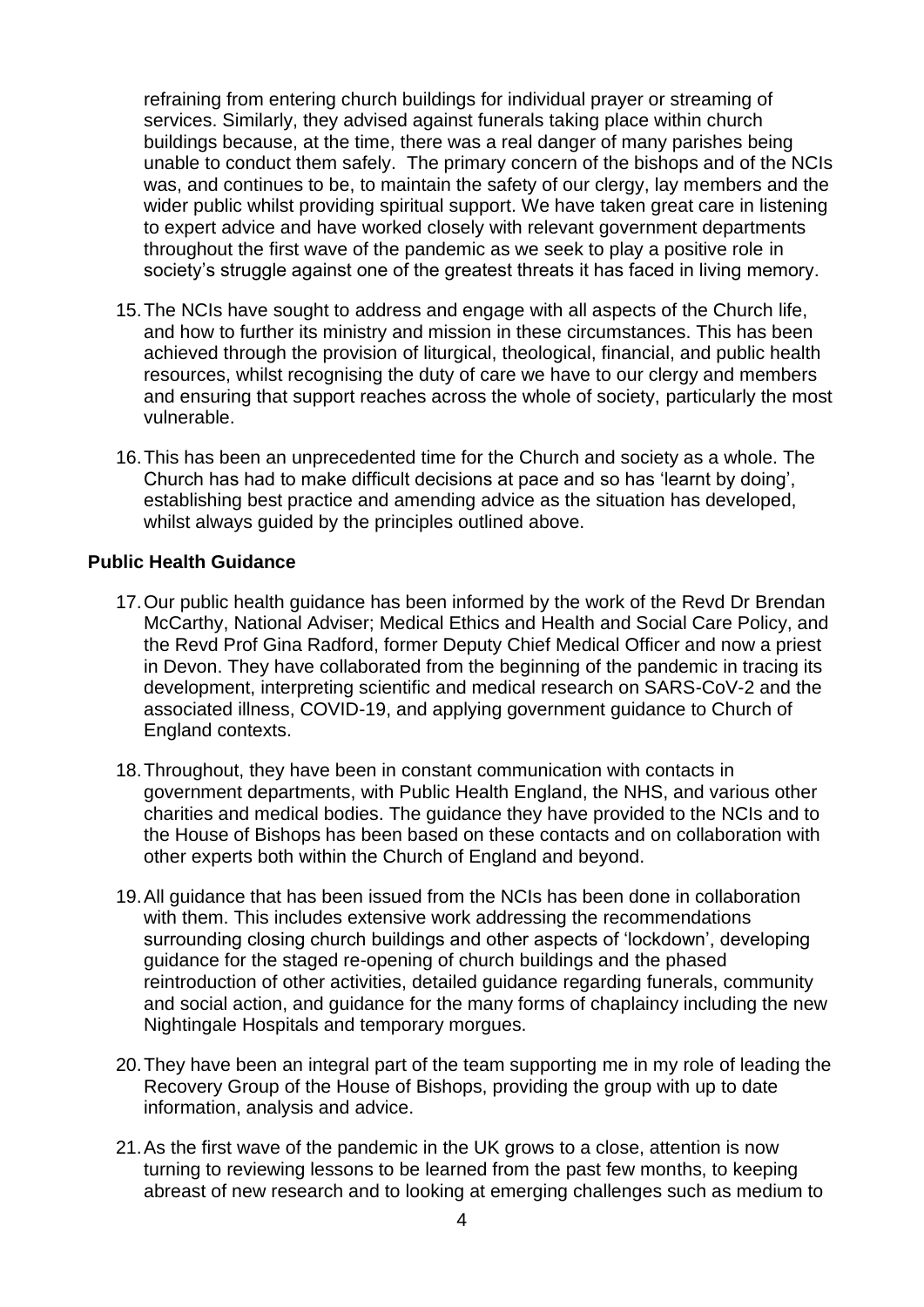refraining from entering church buildings for individual prayer or streaming of services. Similarly, they advised against funerals taking place within church buildings because, at the time, there was a real danger of many parishes being unable to conduct them safely. The primary concern of the bishops and of the NCIs was, and continues to be, to maintain the safety of our clergy, lay members and the wider public whilst providing spiritual support. We have taken great care in listening to expert advice and have worked closely with relevant government departments throughout the first wave of the pandemic as we seek to play a positive role in society's struggle against one of the greatest threats it has faced in living memory.

15. The NCIs have sought to address and engage with all aspects of the Church life, and how to further its ministry and mission in these circumstances. This has been achieved through the provision of liturgical, theological, financial, and public health resources, whilst recognising the duty of care we have to our clergy and members and ensuring that support reaches across the whole of society, particularly the most vulnerable.

16. This has been an unprecedented time for the Church and society as a whole. The Church has had to make difficult decisions at pace and so has 'learnt by doing', establishing best practice and amending advice as the situation has developed, whilst always guided by the principles outlined above.

**Public Health Guidance**

17. Our public health guidance has been informed by the work of the Revd Dr Brendan McCarthy, National Adviser; Medical Ethics and Health and Social Care Policy, and the Revd Prof Gina Radford, former Deputy Chief Medical Officer and now a priest in Devon. They have collaborated from the beginning of the pandemic in tracing its development, interpreting scientific and medical research on SARS-CoV-2 and the associated illness, COVID-19, and applying government guidance to Church of England contexts.

18. Throughout, they have been in constant communication with contacts in government departments, with Public Health England, the NHS, and various other charities and medical bodies. The guidance they have provided to the NCIs and to the House of Bishops has been based on these contacts and on collaboration with other experts both within the Church of England and beyond.

19. All guidance that has been issued from the NCIs has been done in collaboration with them. This includes extensive work addressing the recommendations surrounding closing church buildings and other aspects of 'lockdown', developing guidance for the staged re-opening of church buildings and the phased reintroduction of other activities, detailed guidance regarding funerals, community and social action, and guidance for the many forms of chaplaincy including the new Nightingale Hospitals and temporary morgues.

20. They have been an integral part of the team supporting me in my role of leading the Recovery Group of the House of Bishops, providing the group with up to date information, analysis and advice.

21. As the first wave of the pandemic in the UK grows to a close, attention is now turning to reviewing lessons to be learned from the past few months, to keeping abreast of new research and to looking at emerging challenges such as medium to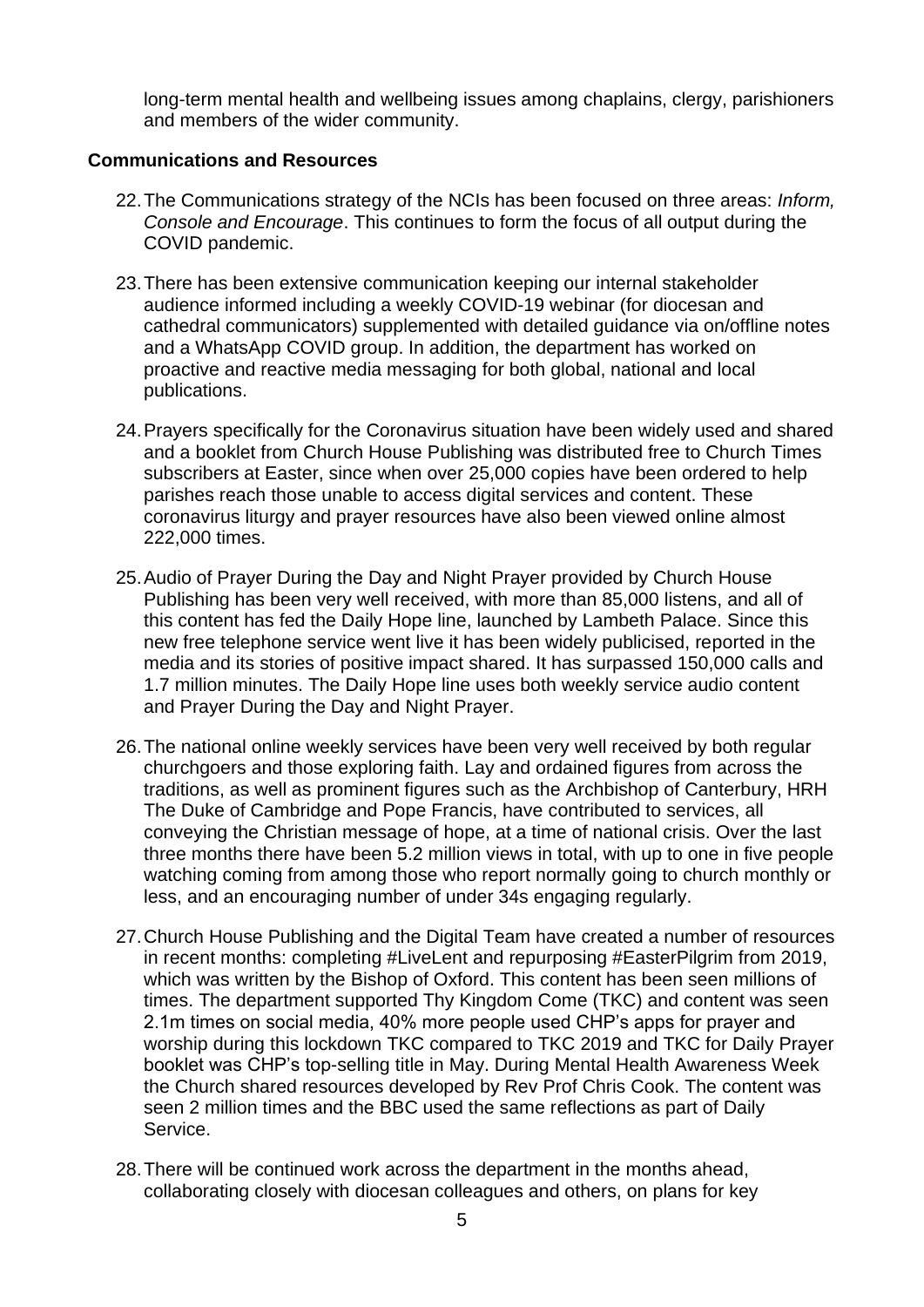long-term mental health and wellbeing issues among chaplains, clergy, parishioners and members of the wider community.

**Communications and Resources**

22. The Communications strategy of the NCIs has been focused on three areas: *Inform, Console and Encourage*. This continues to form the focus of all output during the COVID pandemic.

23. There has been extensive communication keeping our internal stakeholder audience informed including a weekly COVID-19 webinar (for diocesan and cathedral communicators) supplemented with detailed guidance via on/offline notes and a WhatsApp COVID group. In addition, the department has worked on proactive and reactive media messaging for both global, national and local publications.

24. Prayers specifically for the Coronavirus situation have been widely used and shared and a booklet from Church House Publishing was distributed free to Church Times subscribers at Easter, since when over 25,000 copies have been ordered to help parishes reach those unable to access digital services and content. These coronavirus liturgy and prayer resources have also been viewed online almost 222,000 times.

25. Audio of Prayer During the Day and Night Prayer provided by Church House Publishing has been very well received, with more than 85,000 listens, and all of this content has fed the Daily Hope line, launched by Lambeth Palace. Since this new free telephone service went live it has been widely publicised, reported in the media and its stories of positive impact shared. It has surpassed 150,000 calls and 1.7 million minutes. The Daily Hope line uses both weekly service audio content and Prayer During the Day and Night Prayer.

26. The national online weekly services have been very well received by both regular churchgoers and those exploring faith. Lay and ordained figures from across the traditions, as well as prominent figures such as the Archbishop of Canterbury, HRH The Duke of Cambridge and Pope Francis, have contributed to services, all conveying the Christian message of hope, at a time of national crisis. Over the last three months there have been 5.2 million views in total, with up to one in five people watching coming from among those who report normally going to church monthly or less, and an encouraging number of under 34s engaging regularly.

27. Church House Publishing and the Digital Team have created a number of resources in recent months: completing #LiveLent and repurposing #EasterPilgrim from 2019, which was written by the Bishop of Oxford. This content has been seen millions of times. The department supported Thy Kingdom Come (TKC) and content was seen 2.1m times on social media, 40% more people used CHP's apps for prayer and worship during this lockdown TKC compared to TKC 2019 and TKC for Daily Prayer booklet was CHP's top-selling title in May. During Mental Health Awareness Week the Church shared resources developed by Rev Prof Chris Cook. The content was seen 2 million times and the BBC used the same reflections as part of Daily Service.

28. There will be continued work across the department in the months ahead, collaborating closely with diocesan colleagues and others, on plans for key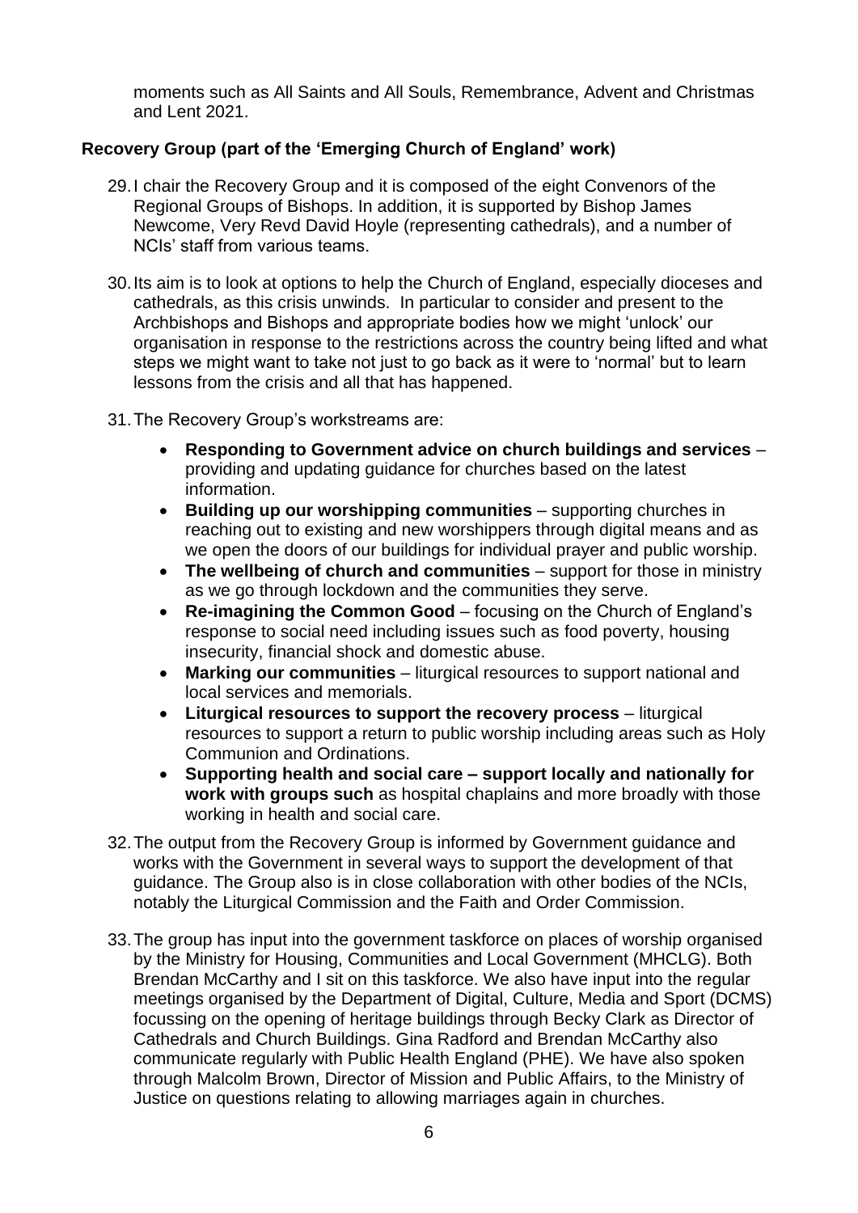moments such as All Saints and All Souls, Remembrance, Advent and Christmas and Lent 2021.

**Recovery Group (part of the 'Emerging Church of England' work)**

29. I chair the Recovery Group and it is composed of the eight Convenors of the Regional Groups of Bishops. In addition, it is supported by Bishop James Newcome, Very Revd David Hoyle (representing cathedrals), and a number of NCIs' staff from various teams.

30. Its aim is to look at options to help the Church of England, especially dioceses and cathedrals, as this crisis unwinds. In particular to consider and present to the Archbishops and Bishops and appropriate bodies how we might 'unlock' our organisation in response to the restrictions across the country being lifted and what steps we might want to take not just to go back as it were to 'normal' but to learn lessons from the crisis and all that has happened.

31. The Recovery Group's workstreams are:

    - **Responding to Government advice on church buildings and services** – providing and updating guidance for churches based on the latest information.
    - **Building up our worshipping communities** – supporting churches in reaching out to existing and new worshippers through digital means and as we open the doors of our buildings for individual prayer and public worship.
    - **The wellbeing of church and communities** – support for those in ministry as we go through lockdown and the communities they serve.
    - **Re-imagining the Common Good** – focusing on the Church of England's response to social need including issues such as food poverty, housing insecurity, financial shock and domestic abuse.
    - **Marking our communities** – liturgical resources to support national and local services and memorials.
    - **Liturgical resources to support the recovery process** – liturgical resources to support a return to public worship including areas such as Holy Communion and Ordinations.
    - **Supporting health and social care – support locally and nationally for work with groups such** as hospital chaplains and more broadly with those working in health and social care.

32. The output from the Recovery Group is informed by Government guidance and works with the Government in several ways to support the development of that guidance. The Group also is in close collaboration with other bodies of the NCIs, notably the Liturgical Commission and the Faith and Order Commission.

33. The group has input into the government taskforce on places of worship organised by the Ministry for Housing, Communities and Local Government (MHCLG). Both Brendan McCarthy and I sit on this taskforce. We also have input into the regular meetings organised by the Department of Digital, Culture, Media and Sport (DCMS) focussing on the opening of heritage buildings through Becky Clark as Director of Cathedrals and Church Buildings. Gina Radford and Brendan McCarthy also communicate regularly with Public Health England (PHE). We have also spoken through Malcolm Brown, Director of Mission and Public Affairs, to the Ministry of Justice on questions relating to allowing marriages again in churches.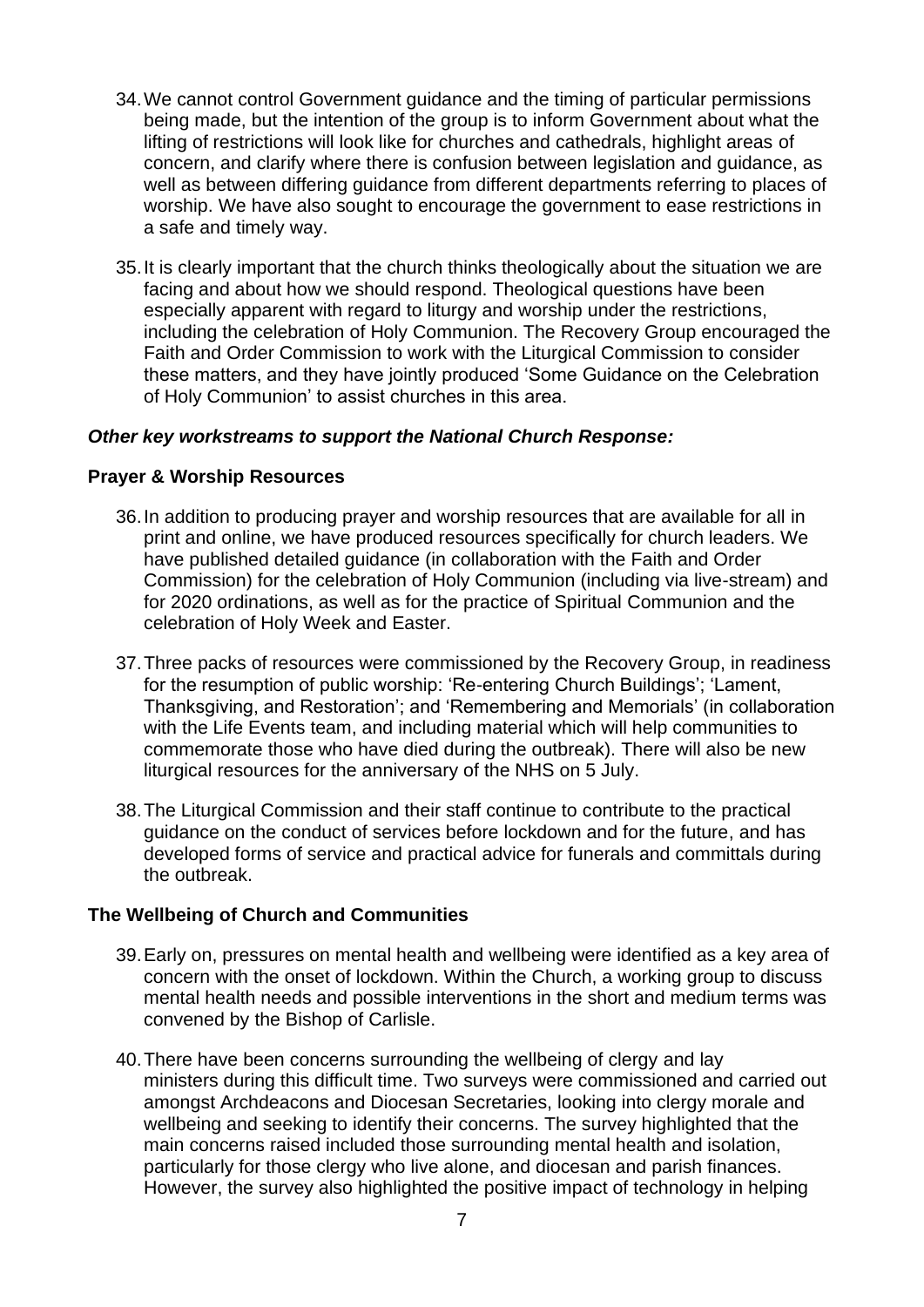34. We cannot control Government guidance and the timing of particular permissions being made, but the intention of the group is to inform Government about what the lifting of restrictions will look like for churches and cathedrals, highlight areas of concern, and clarify where there is confusion between legislation and guidance, as well as between differing guidance from different departments referring to places of worship. We have also sought to encourage the government to ease restrictions in a safe and timely way.

35. It is clearly important that the church thinks theologically about the situation we are facing and about how we should respond. Theological questions have been especially apparent with regard to liturgy and worship under the restrictions, including the celebration of Holy Communion. The Recovery Group encouraged the Faith and Order Commission to work with the Liturgical Commission to consider these matters, and they have jointly produced 'Some Guidance on the Celebration of Holy Communion' to assist churches in this area.

***Other key workstreams to support the National Church Response:***

**Prayer & Worship Resources**

36. In addition to producing prayer and worship resources that are available for all in print and online, we have produced resources specifically for church leaders. We have published detailed guidance (in collaboration with the Faith and Order Commission) for the celebration of Holy Communion (including via live-stream) and for 2020 ordinations, as well as for the practice of Spiritual Communion and the celebration of Holy Week and Easter.

37. Three packs of resources were commissioned by the Recovery Group, in readiness for the resumption of public worship: 'Re-entering Church Buildings'; 'Lament, Thanksgiving, and Restoration'; and 'Remembering and Memorials' (in collaboration with the Life Events team, and including material which will help communities to commemorate those who have died during the outbreak). There will also be new liturgical resources for the anniversary of the NHS on 5 July.

38. The Liturgical Commission and their staff continue to contribute to the practical guidance on the conduct of services before lockdown and for the future, and has developed forms of service and practical advice for funerals and committals during the outbreak.

**The Wellbeing of Church and Communities**

39. Early on, pressures on mental health and wellbeing were identified as a key area of concern with the onset of lockdown. Within the Church, a working group to discuss mental health needs and possible interventions in the short and medium terms was convened by the Bishop of Carlisle.

40. There have been concerns surrounding the wellbeing of clergy and lay ministers during this difficult time. Two surveys were commissioned and carried out amongst Archdeacons and Diocesan Secretaries, looking into clergy morale and wellbeing and seeking to identify their concerns. The survey highlighted that the main concerns raised included those surrounding mental health and isolation, particularly for those clergy who live alone, and diocesan and parish finances. However, the survey also highlighted the positive impact of technology in helping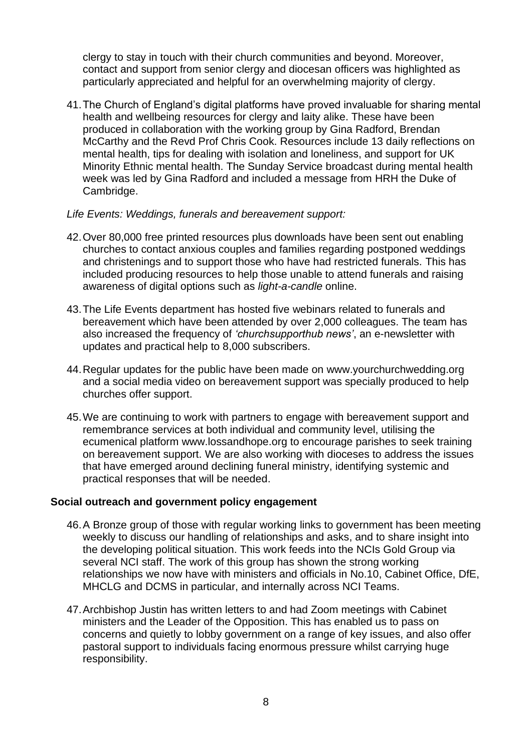clergy to stay in touch with their church communities and beyond. Moreover, contact and support from senior clergy and diocesan officers was highlighted as particularly appreciated and helpful for an overwhelming majority of clergy.

41. The Church of England's digital platforms have proved invaluable for sharing mental health and wellbeing resources for clergy and laity alike. These have been produced in collaboration with the working group by Gina Radford, Brendan McCarthy and the Revd Prof Chris Cook. Resources include 13 daily reflections on mental health, tips for dealing with isolation and loneliness, and support for UK Minority Ethnic mental health. The Sunday Service broadcast during mental health week was led by Gina Radford and included a message from HRH the Duke of Cambridge.

*Life Events: Weddings, funerals and bereavement support:*

42. Over 80,000 free printed resources plus downloads have been sent out enabling churches to contact anxious couples and families regarding postponed weddings and christenings and to support those who have had restricted funerals. This has included producing resources to help those unable to attend funerals and raising awareness of digital options such as *light-a-candle* online.

43. The Life Events department has hosted five webinars related to funerals and bereavement which have been attended by over 2,000 colleagues. The team has also increased the frequency of *'churchsupporthub news'*, an e-newsletter with updates and practical help to 8,000 subscribers.

44. Regular updates for the public have been made on www.yourchurchwedding.org and a social media video on bereavement support was specially produced to help churches offer support.

45. We are continuing to work with partners to engage with bereavement support and remembrance services at both individual and community level, utilising the ecumenical platform www.lossandhope.org to encourage parishes to seek training on bereavement support. We are also working with dioceses to address the issues that have emerged around declining funeral ministry, identifying systemic and practical responses that will be needed.

**Social outreach and government policy engagement**

46. A Bronze group of those with regular working links to government has been meeting weekly to discuss our handling of relationships and asks, and to share insight into the developing political situation. This work feeds into the NCIs Gold Group via several NCI staff. The work of this group has shown the strong working relationships we now have with ministers and officials in No.10, Cabinet Office, DfE, MHCLG and DCMS in particular, and internally across NCI Teams.

47. Archbishop Justin has written letters to and had Zoom meetings with Cabinet ministers and the Leader of the Opposition. This has enabled us to pass on concerns and quietly to lobby government on a range of key issues, and also offer pastoral support to individuals facing enormous pressure whilst carrying huge responsibility.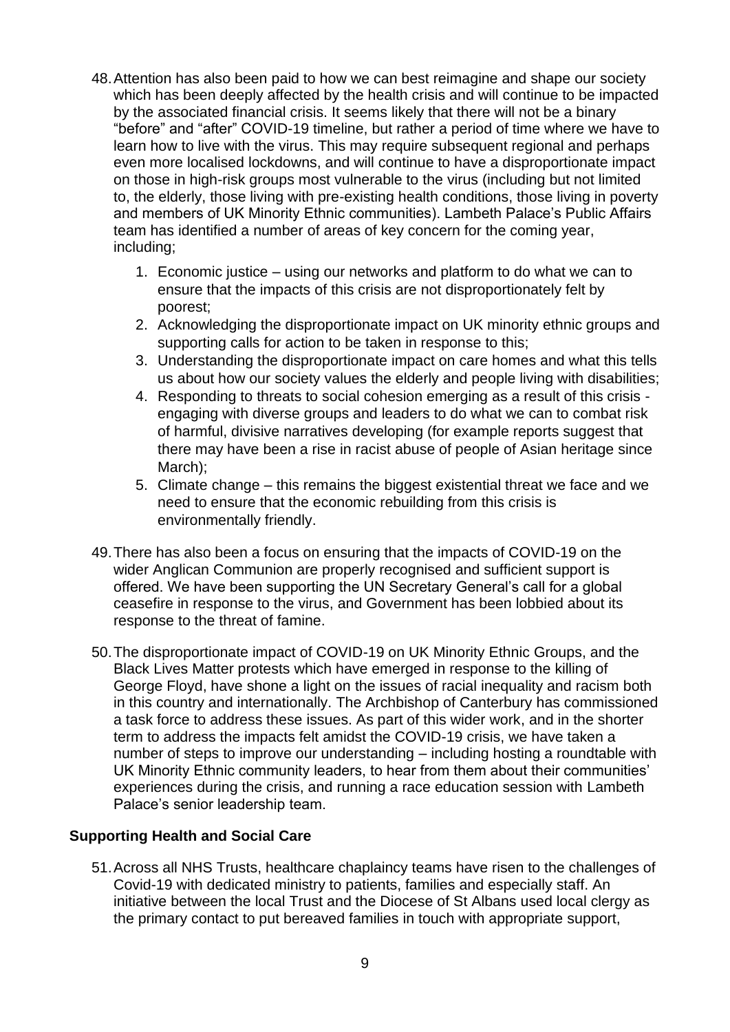48. Attention has also been paid to how we can best reimagine and shape our society which has been deeply affected by the health crisis and will continue to be impacted by the associated financial crisis. It seems likely that there will not be a binary "before" and "after" COVID-19 timeline, but rather a period of time where we have to learn how to live with the virus. This may require subsequent regional and perhaps even more localised lockdowns, and will continue to have a disproportionate impact on those in high-risk groups most vulnerable to the virus (including but not limited to, the elderly, those living with pre-existing health conditions, those living in poverty and members of UK Minority Ethnic communities). Lambeth Palace's Public Affairs team has identified a number of areas of key concern for the coming year, including;

    1. Economic justice – using our networks and platform to do what we can to ensure that the impacts of this crisis are not disproportionately felt by poorest;
    2. Acknowledging the disproportionate impact on UK minority ethnic groups and supporting calls for action to be taken in response to this;
    3. Understanding the disproportionate impact on care homes and what this tells us about how our society values the elderly and people living with disabilities;
    4. Responding to threats to social cohesion emerging as a result of this crisis - engaging with diverse groups and leaders to do what we can to combat risk of harmful, divisive narratives developing (for example reports suggest that there may have been a rise in racist abuse of people of Asian heritage since March);
    5. Climate change – this remains the biggest existential threat we face and we need to ensure that the economic rebuilding from this crisis is environmentally friendly.

49. There has also been a focus on ensuring that the impacts of COVID-19 on the wider Anglican Communion are properly recognised and sufficient support is offered. We have been supporting the UN Secretary General's call for a global ceasefire in response to the virus, and Government has been lobbied about its response to the threat of famine.

50. The disproportionate impact of COVID-19 on UK Minority Ethnic Groups, and the Black Lives Matter protests which have emerged in response to the killing of George Floyd, have shone a light on the issues of racial inequality and racism both in this country and internationally. The Archbishop of Canterbury has commissioned a task force to address these issues. As part of this wider work, and in the shorter term to address the impacts felt amidst the COVID-19 crisis, we have taken a number of steps to improve our understanding – including hosting a roundtable with UK Minority Ethnic community leaders, to hear from them about their communities' experiences during the crisis, and running a race education session with Lambeth Palace's senior leadership team.

## Supporting Health and Social Care

51. Across all NHS Trusts, healthcare chaplaincy teams have risen to the challenges of Covid-19 with dedicated ministry to patients, families and especially staff. An initiative between the local Trust and the Diocese of St Albans used local clergy as the primary contact to put bereaved families in touch with appropriate support,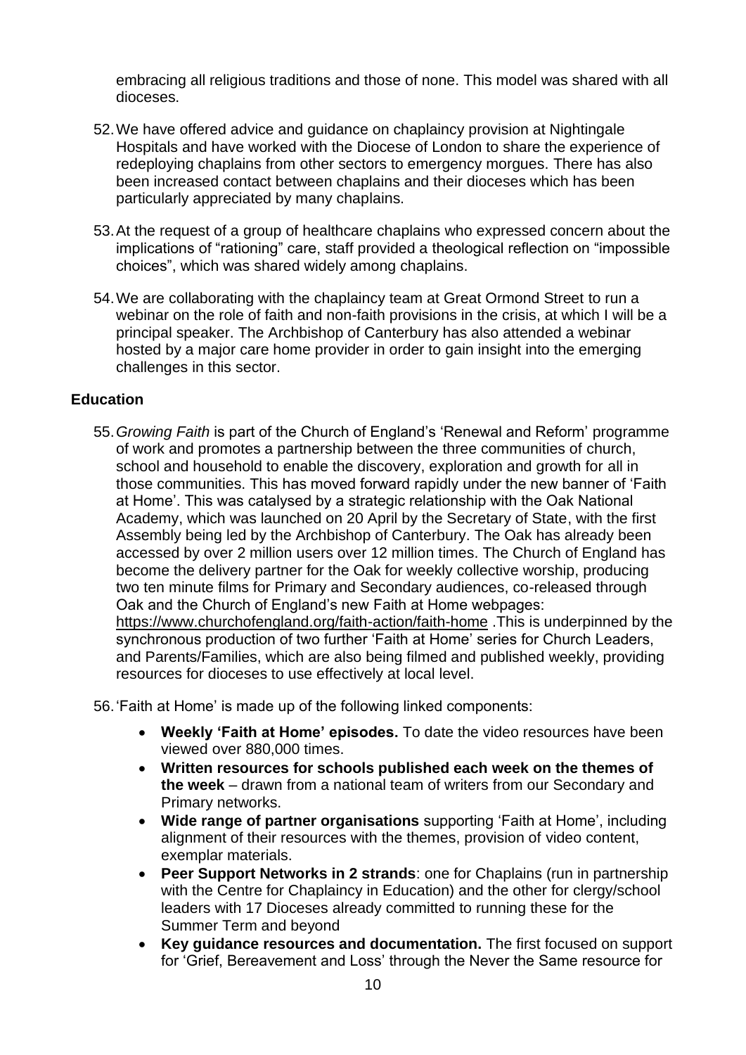embracing all religious traditions and those of none. This model was shared with all dioceses.

52. We have offered advice and guidance on chaplaincy provision at Nightingale Hospitals and have worked with the Diocese of London to share the experience of redeploying chaplains from other sectors to emergency morgues. There has also been increased contact between chaplains and their dioceses which has been particularly appreciated by many chaplains.

53. At the request of a group of healthcare chaplains who expressed concern about the implications of "rationing" care, staff provided a theological reflection on "impossible choices", which was shared widely among chaplains.

54. We are collaborating with the chaplaincy team at Great Ormond Street to run a webinar on the role of faith and non-faith provisions in the crisis, at which I will be a principal speaker. The Archbishop of Canterbury has also attended a webinar hosted by a major care home provider in order to gain insight into the emerging challenges in this sector.

### Education

55. *Growing Faith* is part of the Church of England's 'Renewal and Reform' programme of work and promotes a partnership between the three communities of church, school and household to enable the discovery, exploration and growth for all in those communities. This has moved forward rapidly under the new banner of 'Faith at Home'. This was catalysed by a strategic relationship with the Oak National Academy, which was launched on 20 April by the Secretary of State, with the first Assembly being led by the Archbishop of Canterbury. The Oak has already been accessed by over 2 million users over 12 million times. The Church of England has become the delivery partner for the Oak for weekly collective worship, producing two ten minute films for Primary and Secondary audiences, co-released through Oak and the Church of England's new Faith at Home webpages: https://www.churchofengland.org/faith-action/faith-home .This is underpinned by the synchronous production of two further 'Faith at Home' series for Church Leaders, and Parents/Families, which are also being filmed and published weekly, providing resources for dioceses to use effectively at local level.

56. 'Faith at Home' is made up of the following linked components:

- **Weekly 'Faith at Home' episodes.** To date the video resources have been viewed over 880,000 times.
- **Written resources for schools published each week on the themes of the week** – drawn from a national team of writers from our Secondary and Primary networks.
- **Wide range of partner organisations** supporting 'Faith at Home', including alignment of their resources with the themes, provision of video content, exemplar materials.
- **Peer Support Networks in 2 strands**: one for Chaplains (run in partnership with the Centre for Chaplaincy in Education) and the other for clergy/school leaders with 17 Dioceses already committed to running these for the Summer Term and beyond
- **Key guidance resources and documentation.** The first focused on support for 'Grief, Bereavement and Loss' through the Never the Same resource for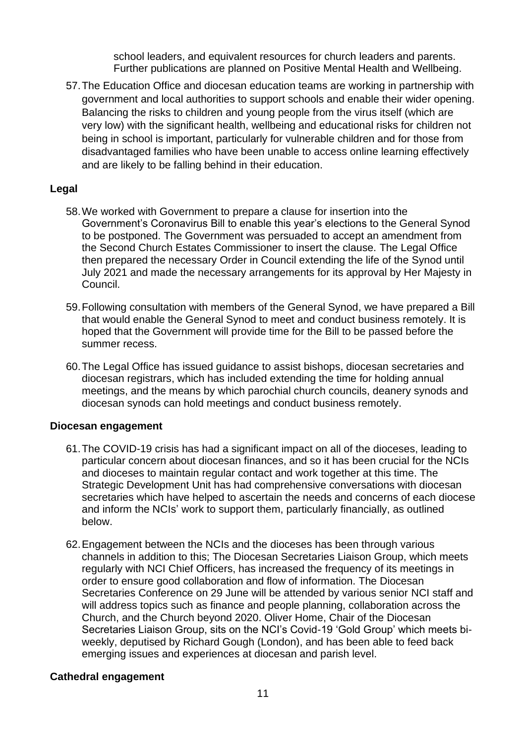school leaders, and equivalent resources for church leaders and parents. Further publications are planned on Positive Mental Health and Wellbeing.

57. The Education Office and diocesan education teams are working in partnership with government and local authorities to support schools and enable their wider opening. Balancing the risks to children and young people from the virus itself (which are very low) with the significant health, wellbeing and educational risks for children not being in school is important, particularly for vulnerable children and for those from disadvantaged families who have been unable to access online learning effectively and are likely to be falling behind in their education.

**Legal**

58. We worked with Government to prepare a clause for insertion into the Government's Coronavirus Bill to enable this year's elections to the General Synod to be postponed. The Government was persuaded to accept an amendment from the Second Church Estates Commissioner to insert the clause. The Legal Office then prepared the necessary Order in Council extending the life of the Synod until July 2021 and made the necessary arrangements for its approval by Her Majesty in Council.

59. Following consultation with members of the General Synod, we have prepared a Bill that would enable the General Synod to meet and conduct business remotely. It is hoped that the Government will provide time for the Bill to be passed before the summer recess.

60. The Legal Office has issued guidance to assist bishops, diocesan secretaries and diocesan registrars, which has included extending the time for holding annual meetings, and the means by which parochial church councils, deanery synods and diocesan synods can hold meetings and conduct business remotely.

**Diocesan engagement**

61. The COVID-19 crisis has had a significant impact on all of the dioceses, leading to particular concern about diocesan finances, and so it has been crucial for the NCIs and dioceses to maintain regular contact and work together at this time. The Strategic Development Unit has had comprehensive conversations with diocesan secretaries which have helped to ascertain the needs and concerns of each diocese and inform the NCIs' work to support them, particularly financially, as outlined below.

62. Engagement between the NCIs and the dioceses has been through various channels in addition to this; The Diocesan Secretaries Liaison Group, which meets regularly with NCI Chief Officers, has increased the frequency of its meetings in order to ensure good collaboration and flow of information. The Diocesan Secretaries Conference on 29 June will be attended by various senior NCI staff and will address topics such as finance and people planning, collaboration across the Church, and the Church beyond 2020. Oliver Home, Chair of the Diocesan Secretaries Liaison Group, sits on the NCI's Covid-19 'Gold Group' which meets bi-weekly, deputised by Richard Gough (London), and has been able to feed back emerging issues and experiences at diocesan and parish level.

**Cathedral engagement**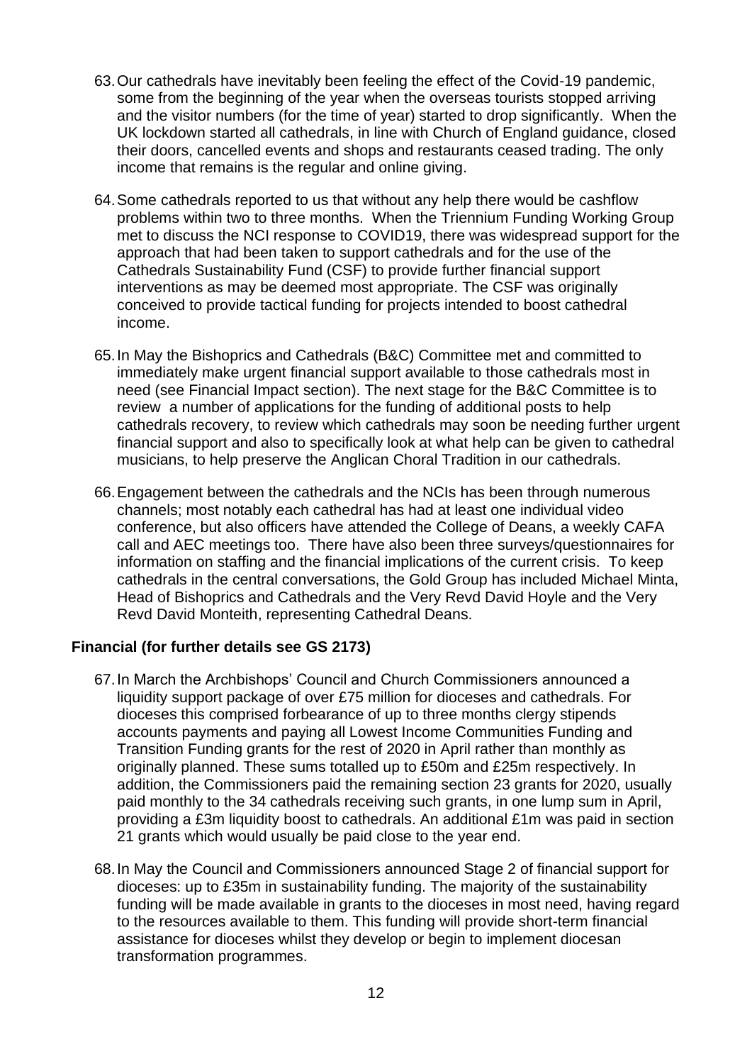63. Our cathedrals have inevitably been feeling the effect of the Covid-19 pandemic, some from the beginning of the year when the overseas tourists stopped arriving and the visitor numbers (for the time of year) started to drop significantly. When the UK lockdown started all cathedrals, in line with Church of England guidance, closed their doors, cancelled events and shops and restaurants ceased trading. The only income that remains is the regular and online giving.

64. Some cathedrals reported to us that without any help there would be cashflow problems within two to three months. When the Triennium Funding Working Group met to discuss the NCI response to COVID19, there was widespread support for the approach that had been taken to support cathedrals and for the use of the Cathedrals Sustainability Fund (CSF) to provide further financial support interventions as may be deemed most appropriate. The CSF was originally conceived to provide tactical funding for projects intended to boost cathedral income.

65. In May the Bishoprics and Cathedrals (B&C) Committee met and committed to immediately make urgent financial support available to those cathedrals most in need (see Financial Impact section). The next stage for the B&C Committee is to review a number of applications for the funding of additional posts to help cathedrals recovery, to review which cathedrals may soon be needing further urgent financial support and also to specifically look at what help can be given to cathedral musicians, to help preserve the Anglican Choral Tradition in our cathedrals.

66. Engagement between the cathedrals and the NCIs has been through numerous channels; most notably each cathedral has had at least one individual video conference, but also officers have attended the College of Deans, a weekly CAFA call and AEC meetings too. There have also been three surveys/questionnaires for information on staffing and the financial implications of the current crisis. To keep cathedrals in the central conversations, the Gold Group has included Michael Minta, Head of Bishoprics and Cathedrals and the Very Revd David Hoyle and the Very Revd David Monteith, representing Cathedral Deans.

### Financial (for further details see GS 2173)

67. In March the Archbishops' Council and Church Commissioners announced a liquidity support package of over £75 million for dioceses and cathedrals. For dioceses this comprised forbearance of up to three months clergy stipends accounts payments and paying all Lowest Income Communities Funding and Transition Funding grants for the rest of 2020 in April rather than monthly as originally planned. These sums totalled up to £50m and £25m respectively. In addition, the Commissioners paid the remaining section 23 grants for 2020, usually paid monthly to the 34 cathedrals receiving such grants, in one lump sum in April, providing a £3m liquidity boost to cathedrals. An additional £1m was paid in section 21 grants which would usually be paid close to the year end.

68. In May the Council and Commissioners announced Stage 2 of financial support for dioceses: up to £35m in sustainability funding. The majority of the sustainability funding will be made available in grants to the dioceses in most need, having regard to the resources available to them. This funding will provide short-term financial assistance for dioceses whilst they develop or begin to implement diocesan transformation programmes.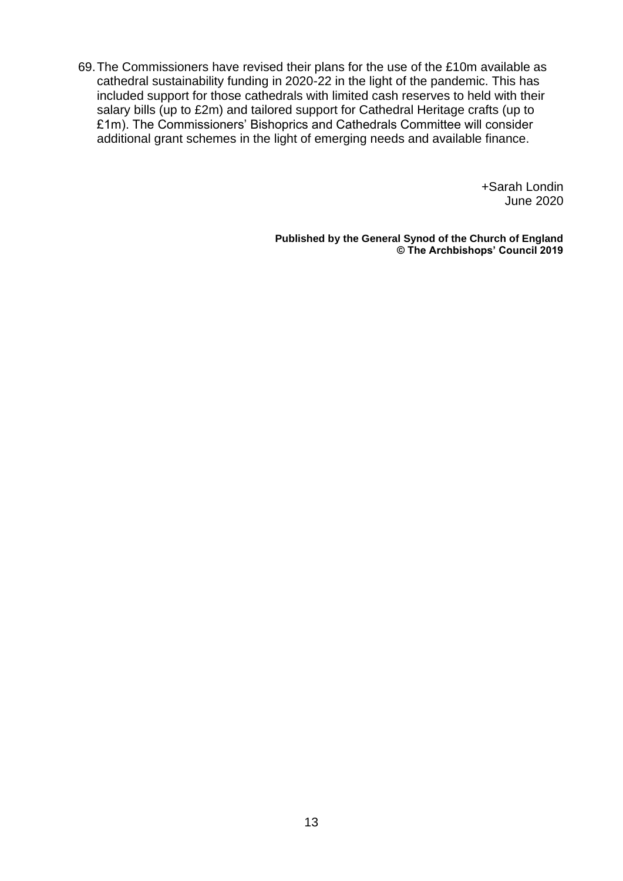69. The Commissioners have revised their plans for the use of the £10m available as cathedral sustainability funding in 2020-22 in the light of the pandemic. This has included support for those cathedrals with limited cash reserves to held with their salary bills (up to £2m) and tailored support for Cathedral Heritage crafts (up to £1m). The Commissioners' Bishoprics and Cathedrals Committee will consider additional grant schemes in the light of emerging needs and available finance.

+Sarah Londin
June 2020

**Published by the General Synod of the Church of England**
**© The Archbishops' Council 2019**